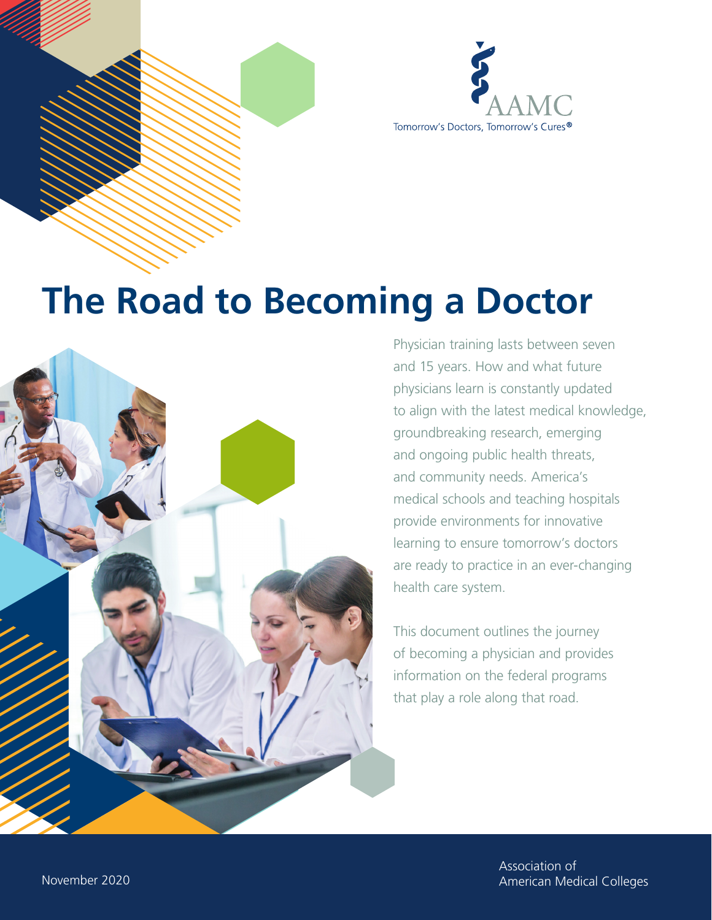AAMC

Tomorrow's Doctors, Tomorrow's Cures®

# The Road to Becoming a Doctor

Physician training lasts between seven and 15 years. How and what future physicians learn is constantly updated to align with the latest medical knowledge, groundbreaking research, emerging and ongoing public health threats, and community needs. America's medical schools and teaching hospitals provide environments for innovative learning to ensure tomorrow's doctors are ready to practice in an ever-changing health care system.

This document outlines the journey of becoming a physician and provides information on the federal programs that play a role along that road.

November 2020

Association of American Medical Colleges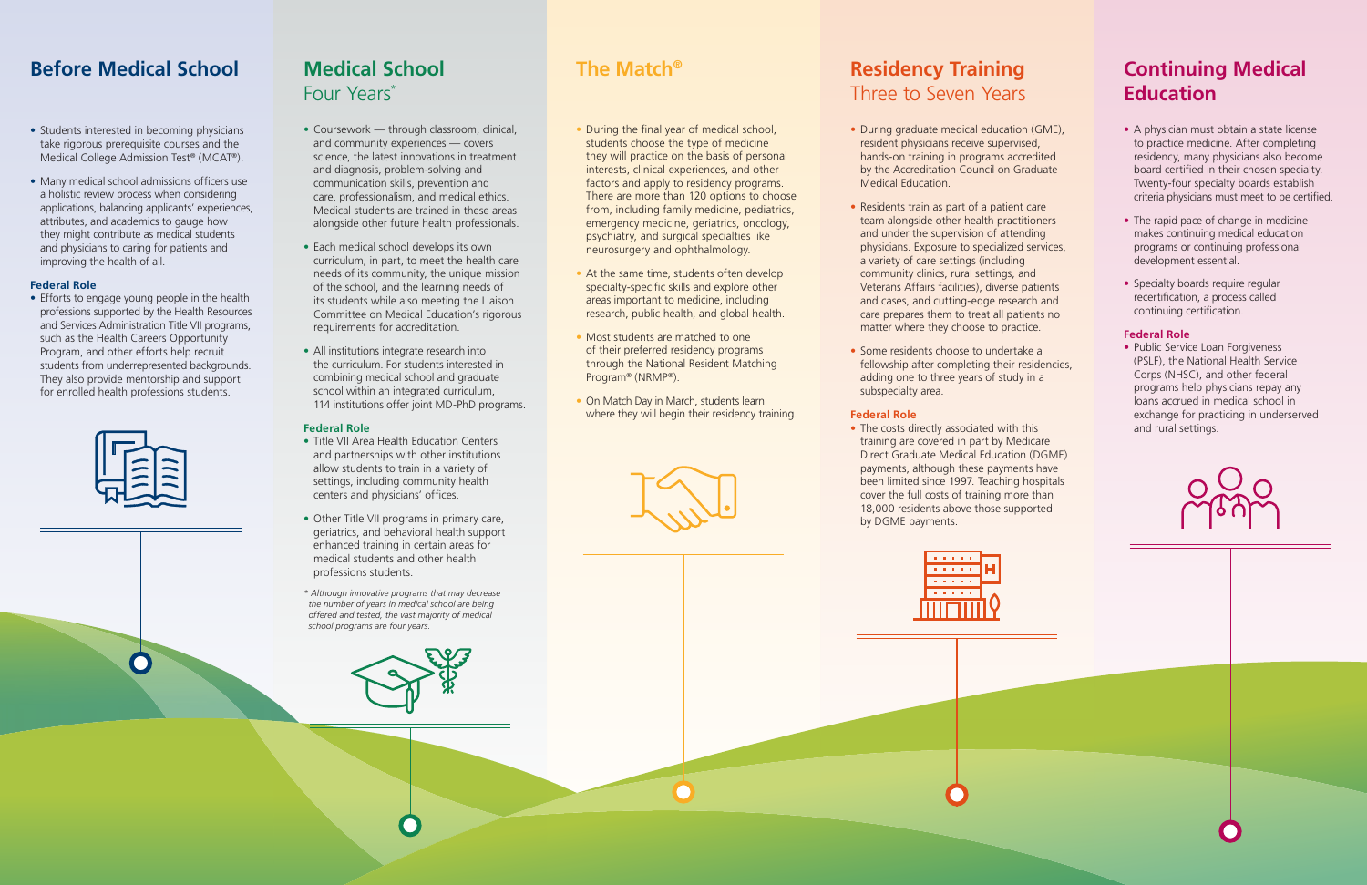## Before Medical School

- Students interested in becoming physicians take rigorous prerequisite courses and the Medical College Admission Test® (MCAT®).
- Many medical school admissions officers use a holistic review process when considering applications, balancing applicants' experiences, attributes, and academics to gauge how they might contribute as medical students and physicians to caring for patients and improving the health of all.

### Federal Role

- Efforts to engage young people in the health professions supported by the Health Resources and Services Administration Title VII programs, such as the Health Careers Opportunity Program, and other efforts help recruit students from underrepresented backgrounds. They also provide mentorship and support for enrolled health professions students.

## Medical School Four Years*

- Coursework — through classroom, clinical, and community experiences — covers science, the latest innovations in treatment and diagnosis, problem-solving and communication skills, prevention and care, professionalism, and medical ethics. Medical students are trained in these areas alongside other future health professionals.
- Each medical school develops its own curriculum, in part, to meet the health care needs of its community, the unique mission of the school, and the learning needs of its students while also meeting the Liaison Committee on Medical Education's rigorous requirements for accreditation.
- All institutions integrate research into the curriculum. For students interested in combining medical school and graduate school within an integrated curriculum, 114 institutions offer joint MD-PhD programs.

### Federal Role

- Title VII Area Health Education Centers and partnerships with other institutions allow students to train in a variety of settings, including community health centers and physicians' offices.
- Other Title VII programs in primary care, geriatrics, and behavioral health support enhanced training in certain areas for medical students and other health professions students.

*\* Although innovative programs that may decrease the number of years in medical school are being offered and tested, the vast majority of medical school programs are four years.*

## The Match®

- During the final year of medical school, students choose the type of medicine they will practice on the basis of personal interests, clinical experiences, and other factors and apply to residency programs. There are more than 120 options to choose from, including family medicine, pediatrics, emergency medicine, geriatrics, oncology, psychiatry, and surgical specialties like neurosurgery and ophthalmology.
- At the same time, students often develop specialty-specific skills and explore other areas important to medicine, including research, public health, and global health.
- Most students are matched to one of their preferred residency programs through the National Resident Matching Program® (NRMP®).
- On Match Day in March, students learn where they will begin their residency training.

## Residency Training Three to Seven Years

- During graduate medical education (GME), resident physicians receive supervised, hands-on training in programs accredited by the Accreditation Council on Graduate Medical Education.
- Residents train as part of a patient care team alongside other health practitioners and under the supervision of attending physicians. Exposure to specialized services, a variety of care settings (including community clinics, rural settings, and Veterans Affairs facilities), diverse patients and cases, and cutting-edge research and care prepares them to treat all patients no matter where they choose to practice.
- Some residents choose to undertake a fellowship after completing their residencies, adding one to three years of study in a subspecialty area.

### Federal Role

- The costs directly associated with this training are covered in part by Medicare Direct Graduate Medical Education (DGME) payments, although these payments have been limited since 1997. Teaching hospitals cover the full costs of training more than 18,000 residents above those supported by DGME payments.

## Continuing Medical Education

- A physician must obtain a state license to practice medicine. After completing residency, many physicians also become board certified in their chosen specialty. Twenty-four specialty boards establish criteria physicians must meet to be certified.
- The rapid pace of change in medicine makes continuing medical education programs or continuing professional development essential.
- Specialty boards require regular recertification, a process called continuing certification.

### Federal Role

- Public Service Loan Forgiveness (PSLF), the National Health Service Corps (NHSC), and other federal programs help physicians repay any loans accrued in medical school in exchange for practicing in underserved and rural settings.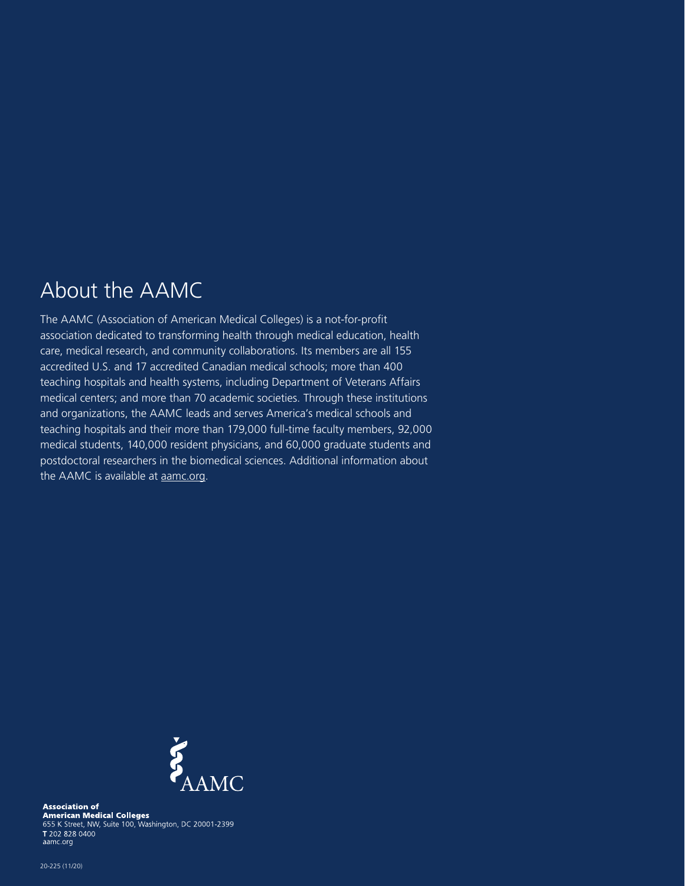# About the AAMC

The AAMC (Association of American Medical Colleges) is a not-for-profit association dedicated to transforming health through medical education, health care, medical research, and community collaborations. Its members are all 155 accredited U.S. and 17 accredited Canadian medical schools; more than 400 teaching hospitals and health systems, including Department of Veterans Affairs medical centers; and more than 70 academic societies. Through these institutions and organizations, the AAMC leads and serves America's medical schools and teaching hospitals and their more than 179,000 full-time faculty members, 92,000 medical students, 140,000 resident physicians, and 60,000 graduate students and postdoctoral researchers in the biomedical sciences. Additional information about the AAMC is available at aamc.org.

AAMC

**Association of American Medical Colleges**
655 K Street, NW, Suite 100, Washington, DC 20001-2399
**T** 202 828 0400
aamc.org

20-225 (11/20)